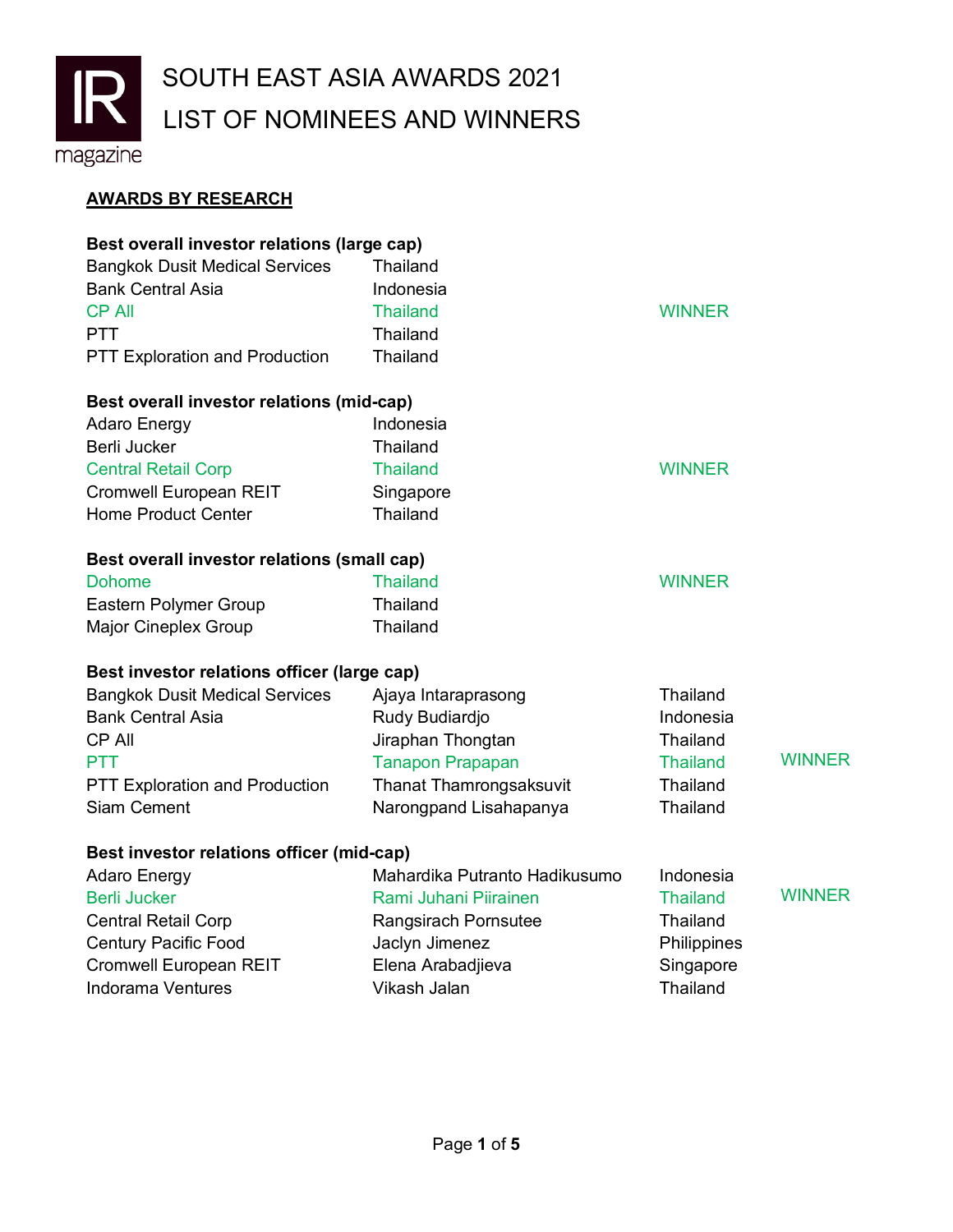# SOUTH EAST ASIA AWARDS 2021
# LIST OF NOMINEES AND WINNERS

## AWARDS BY RESEARCH

### Best overall investor relations (large cap)

| Company | Country | |
|---|---|---|
| Bangkok Dusit Medical Services | Thailand | |
| Bank Central Asia | Indonesia | |
| CP All | Thailand | WINNER |
| PTT | Thailand | |
| PTT Exploration and Production | Thailand | |

### Best overall investor relations (mid-cap)

| Company | Country | |
|---|---|---|
| Adaro Energy | Indonesia | |
| Berli Jucker | Thailand | |
| Central Retail Corp | Thailand | WINNER |
| Cromwell European REIT | Singapore | |
| Home Product Center | Thailand | |

### Best overall investor relations (small cap)

| Company | Country | |
|---|---|---|
| Dohome | Thailand | WINNER |
| Eastern Polymer Group | Thailand | |
| Major Cineplex Group | Thailand | |

### Best investor relations officer (large cap)

| Company | Name | Country | |
|---|---|---|---|
| Bangkok Dusit Medical Services | Ajaya Intaraprasong | Thailand | |
| Bank Central Asia | Rudy Budiardjo | Indonesia | |
| CP All | Jiraphan Thongtan | Thailand | |
| PTT | Tanapon Prapapan | Thailand | WINNER |
| PTT Exploration and Production | Thanat Thamrongsaksuvit | Thailand | |
| Siam Cement | Narongpand Lisahapanya | Thailand | |

### Best investor relations officer (mid-cap)

| Company | Name | Country | |
|---|---|---|---|
| Adaro Energy | Mahardika Putranto Hadikusumo | Indonesia | |
| Berli Jucker | Rami Juhani Piirainen | Thailand | WINNER |
| Central Retail Corp | Rangsirach Pornsutee | Thailand | |
| Century Pacific Food | Jaclyn Jimenez | Philippines | |
| Cromwell European REIT | Elena Arabadjieva | Singapore | |
| Indorama Ventures | Vikash Jalan | Thailand | |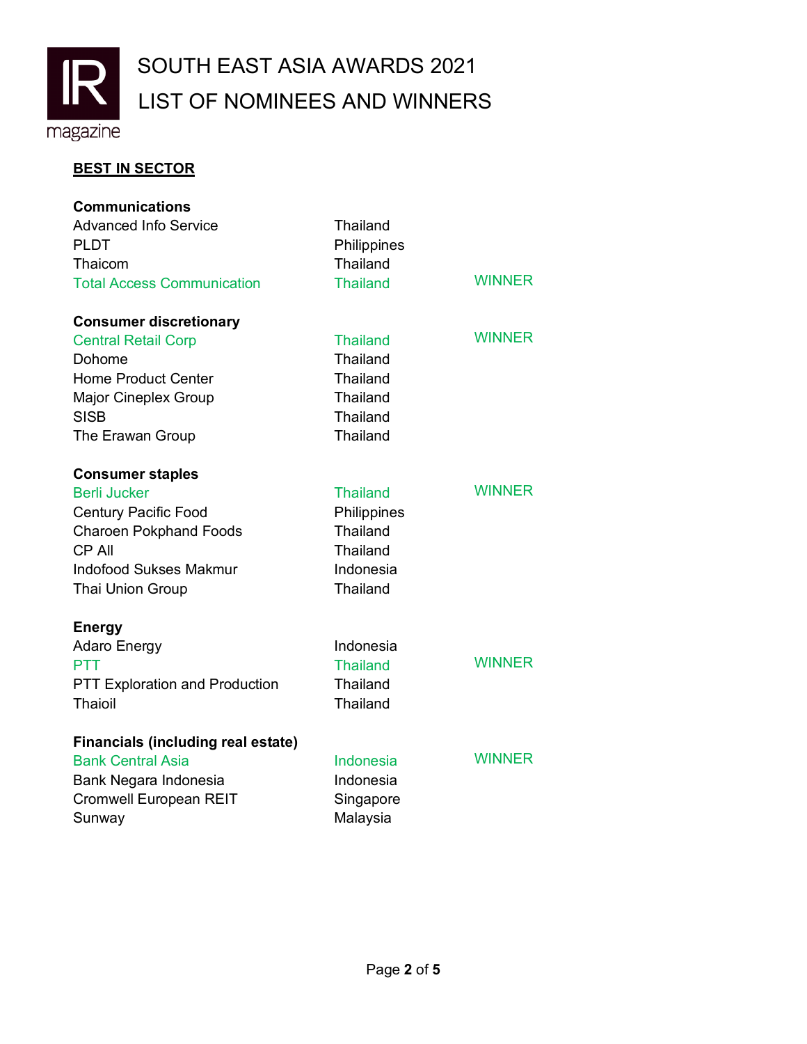# SOUTH EAST ASIA AWARDS 2021

# LIST OF NOMINEES AND WINNERS

## BEST IN SECTOR

**Communications**

| | | |
|---|---|---|
| Advanced Info Service | Thailand | |
| PLDT | Philippines | |
| Thaicom | Thailand | |
| Total Access Communication | Thailand | WINNER |

**Consumer discretionary**

| | | |
|---|---|---|
| Central Retail Corp | Thailand | WINNER |
| Dohome | Thailand | |
| Home Product Center | Thailand | |
| Major Cineplex Group | Thailand | |
| SISB | Thailand | |
| The Erawan Group | Thailand | |

**Consumer staples**

| | | |
|---|---|---|
| Berli Jucker | Thailand | WINNER |
| Century Pacific Food | Philippines | |
| Charoen Pokphand Foods | Thailand | |
| CP All | Thailand | |
| Indofood Sukses Makmur | Indonesia | |
| Thai Union Group | Thailand | |

**Energy**

| | | |
|---|---|---|
| Adaro Energy | Indonesia | |
| PTT | Thailand | WINNER |
| PTT Exploration and Production | Thailand | |
| Thaioil | Thailand | |

**Financials (including real estate)**

| | | |
|---|---|---|
| Bank Central Asia | Indonesia | WINNER |
| Bank Negara Indonesia | Indonesia | |
| Cromwell European REIT | Singapore | |
| Sunway | Malaysia | |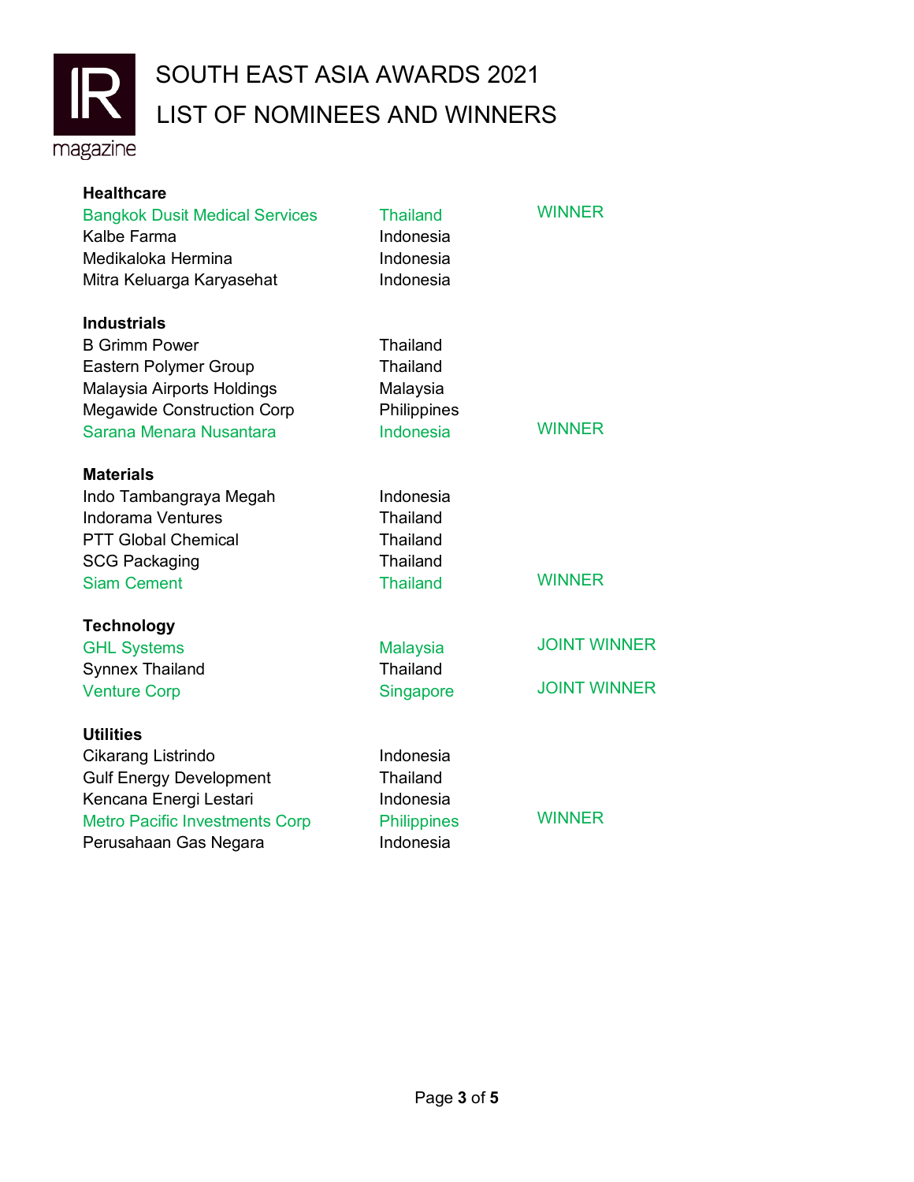# SOUTH EAST ASIA AWARDS 2021
# LIST OF NOMINEES AND WINNERS

**Healthcare**

| | | |
|---|---|---|
| Bangkok Dusit Medical Services | Thailand | WINNER |
| Kalbe Farma | Indonesia | |
| Medikaloka Hermina | Indonesia | |
| Mitra Keluarga Karyasehat | Indonesia | |

**Industrials**

| | | |
|---|---|---|
| B Grimm Power | Thailand | |
| Eastern Polymer Group | Thailand | |
| Malaysia Airports Holdings | Malaysia | |
| Megawide Construction Corp | Philippines | |
| Sarana Menara Nusantara | Indonesia | WINNER |

**Materials**

| | | |
|---|---|---|
| Indo Tambangraya Megah | Indonesia | |
| Indorama Ventures | Thailand | |
| PTT Global Chemical | Thailand | |
| SCG Packaging | Thailand | |
| Siam Cement | Thailand | WINNER |

**Technology**

| | | |
|---|---|---|
| GHL Systems | Malaysia | JOINT WINNER |
| Synnex Thailand | Thailand | |
| Venture Corp | Singapore | JOINT WINNER |

**Utilities**

| | | |
|---|---|---|
| Cikarang Listrindo | Indonesia | |
| Gulf Energy Development | Thailand | |
| Kencana Energi Lestari | Indonesia | |
| Metro Pacific Investments Corp | Philippines | WINNER |
| Perusahaan Gas Negara | Indonesia | |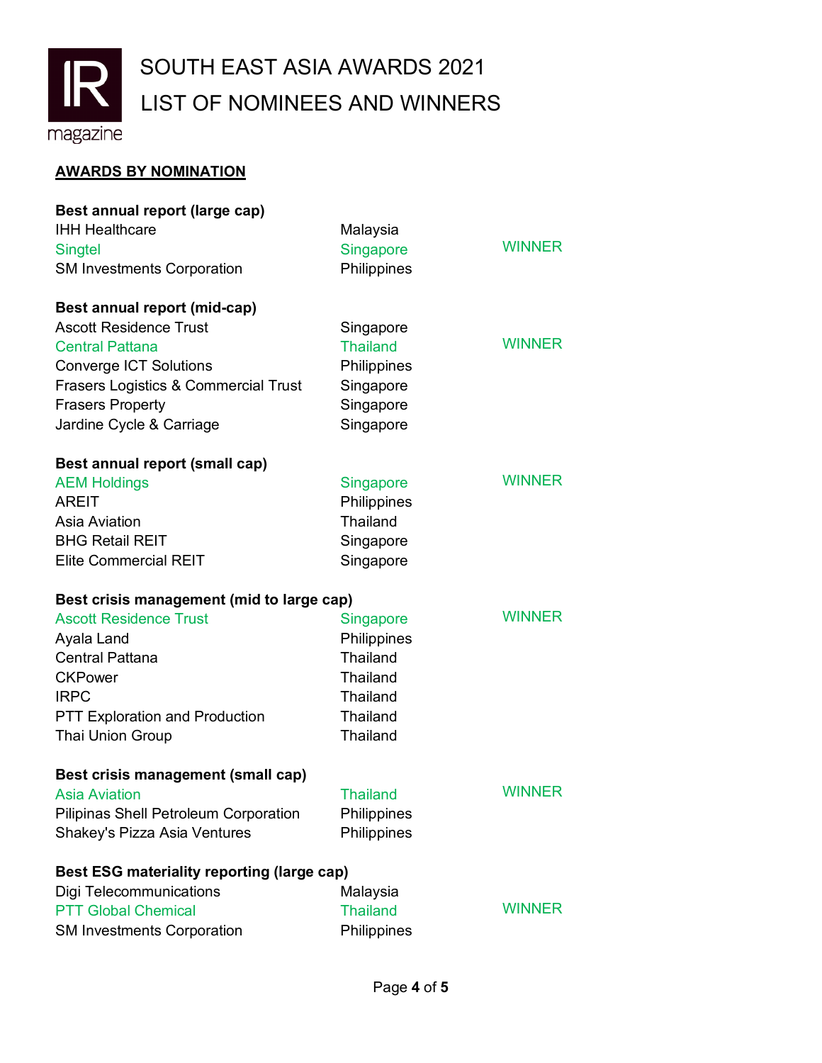# SOUTH EAST ASIA AWARDS 2021

# LIST OF NOMINEES AND WINNERS

## AWARDS BY NOMINATION

**Best annual report (large cap)**

| | | |
|---|---|---|
| IHH Healthcare | Malaysia | |
| Singtel | Singapore | WINNER |
| SM Investments Corporation | Philippines | |

**Best annual report (mid-cap)**

| | | |
|---|---|---|
| Ascott Residence Trust | Singapore | |
| Central Pattana | Thailand | WINNER |
| Converge ICT Solutions | Philippines | |
| Frasers Logistics & Commercial Trust | Singapore | |
| Frasers Property | Singapore | |
| Jardine Cycle & Carriage | Singapore | |

**Best annual report (small cap)**

| | | |
|---|---|---|
| AEM Holdings | Singapore | WINNER |
| AREIT | Philippines | |
| Asia Aviation | Thailand | |
| BHG Retail REIT | Singapore | |
| Elite Commercial REIT | Singapore | |

**Best crisis management (mid to large cap)**

| | | |
|---|---|---|
| Ascott Residence Trust | Singapore | WINNER |
| Ayala Land | Philippines | |
| Central Pattana | Thailand | |
| CKPower | Thailand | |
| IRPC | Thailand | |
| PTT Exploration and Production | Thailand | |
| Thai Union Group | Thailand | |

**Best crisis management (small cap)**

| | | |
|---|---|---|
| Asia Aviation | Thailand | WINNER |
| Pilipinas Shell Petroleum Corporation | Philippines | |
| Shakey's Pizza Asia Ventures | Philippines | |

**Best ESG materiality reporting (large cap)**

| | | |
|---|---|---|
| Digi Telecommunications | Malaysia | |
| PTT Global Chemical | Thailand | WINNER |
| SM Investments Corporation | Philippines | |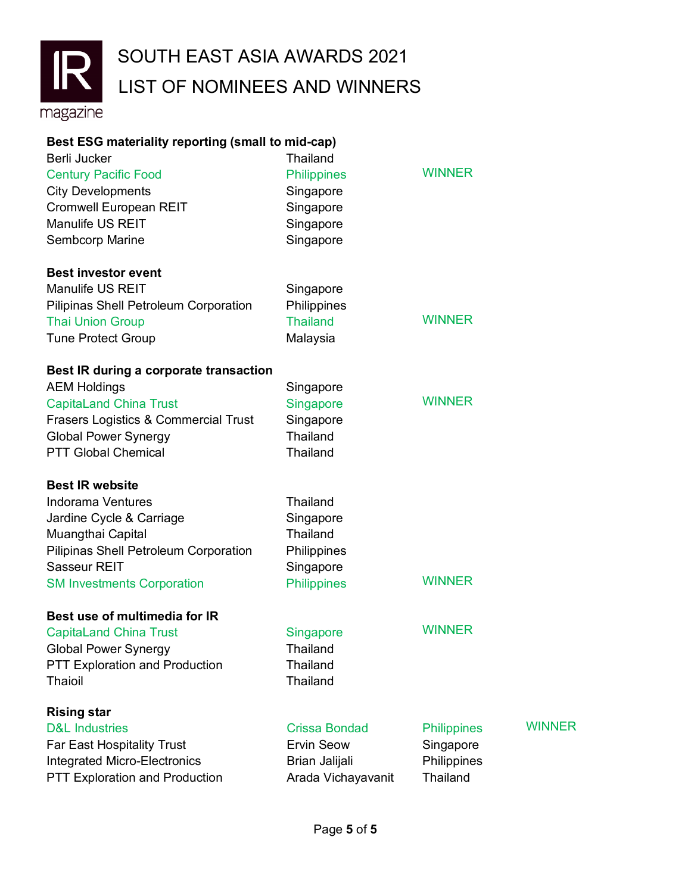# SOUTH EAST ASIA AWARDS 2021
# LIST OF NOMINEES AND WINNERS

**Best ESG materiality reporting (small to mid-cap)**

| | | |
|---|---|---|
| Berli Jucker | Thailand | |
| Century Pacific Food | Philippines | WINNER |
| City Developments | Singapore | |
| Cromwell European REIT | Singapore | |
| Manulife US REIT | Singapore | |
| Sembcorp Marine | Singapore | |

**Best investor event**

| | | |
|---|---|---|
| Manulife US REIT | Singapore | |
| Pilipinas Shell Petroleum Corporation | Philippines | |
| Thai Union Group | Thailand | WINNER |
| Tune Protect Group | Malaysia | |

**Best IR during a corporate transaction**

| | | |
|---|---|---|
| AEM Holdings | Singapore | |
| CapitaLand China Trust | Singapore | WINNER |
| Frasers Logistics & Commercial Trust | Singapore | |
| Global Power Synergy | Thailand | |
| PTT Global Chemical | Thailand | |

**Best IR website**

| | | |
|---|---|---|
| Indorama Ventures | Thailand | |
| Jardine Cycle & Carriage | Singapore | |
| Muangthai Capital | Thailand | |
| Pilipinas Shell Petroleum Corporation | Philippines | |
| Sasseur REIT | Singapore | |
| SM Investments Corporation | Philippines | WINNER |

**Best use of multimedia for IR**

| | | |
|---|---|---|
| CapitaLand China Trust | Singapore | WINNER |
| Global Power Synergy | Thailand | |
| PTT Exploration and Production | Thailand | |
| Thaioil | Thailand | |

**Rising star**

| | | | |
|---|---|---|---|
| D&L Industries | Crissa Bondad | Philippines | WINNER |
| Far East Hospitality Trust | Ervin Seow | Singapore | |
| Integrated Micro-Electronics | Brian Jalijali | Philippines | |
| PTT Exploration and Production | Arada Vichayavanit | Thailand | |